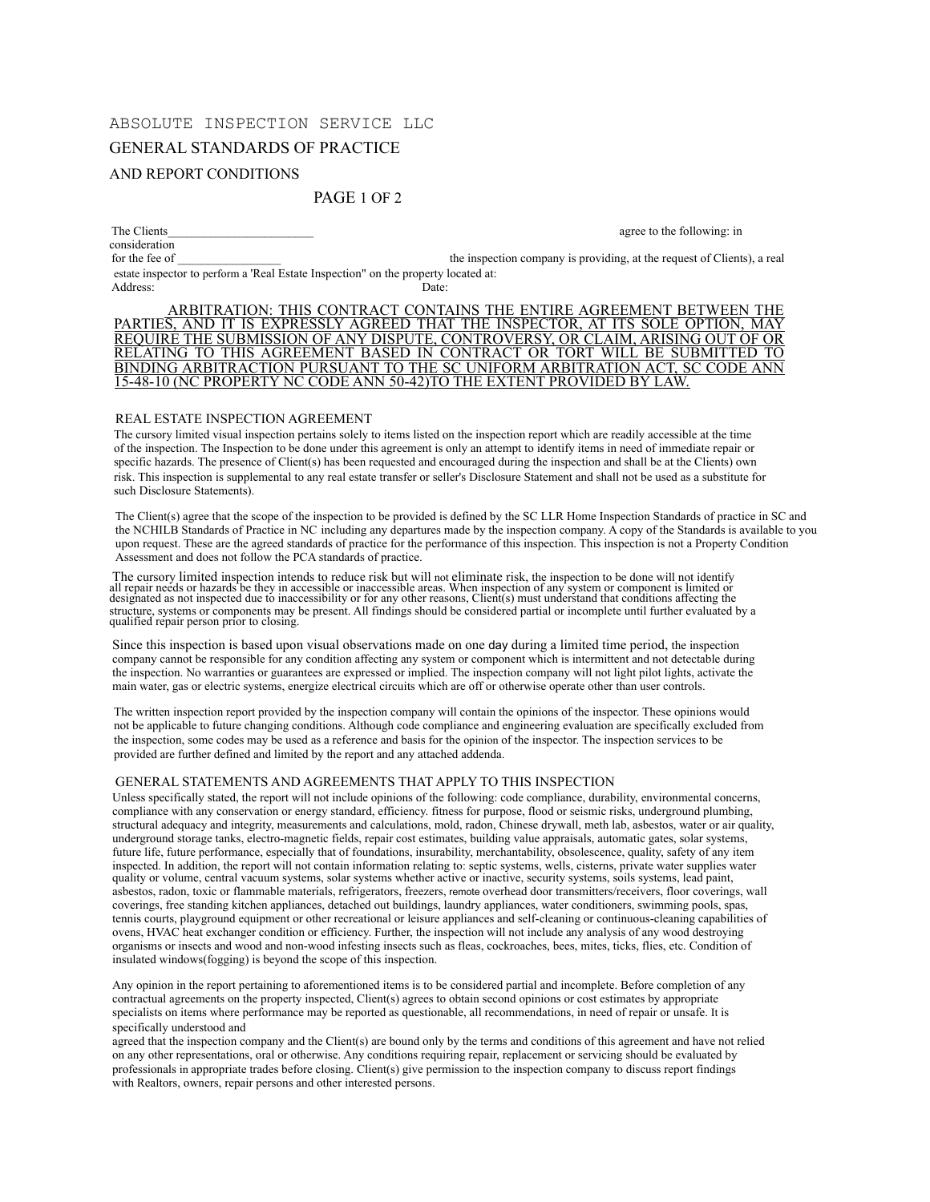# ABSOLUTE INSPECTION SERVICE LLC

## GENERAL STANDARDS OF PRACTICE

## AND REPORT CONDITIONS

PAGE 1 OF 2

The Clients________________________ agree to the following: in consideration for the fee of _________________ the inspection company is providing, at the request of Clients), a real estate inspector to perform a 'Real Estate Inspection" on the property located at:
Address: Date:

<u>ARBITRATION: THIS CONTRACT CONTAINS THE ENTIRE AGREEMENT BETWEEN THE PARTIES, AND IT IS EXPRESSLY AGREED THAT THE INSPECTOR, AT ITS SOLE OPTION, MAY REQUIRE THE SUBMISSION OF ANY DISPUTE, CONTROVERSY, OR CLAIM, ARISING OUT OF OR RELATING TO THIS AGREEMENT BASED IN CONTRACT OR TORT WILL BE SUBMITTED TO BINDING ARBITRACTION PURSUANT TO THE SC UNIFORM ARBITRATION ACT, SC CODE ANN 15-48-10 (NC PROPERTY NC CODE ANN 50-42)TO THE EXTENT PROVIDED BY LAW.</u>

### REAL ESTATE INSPECTION AGREEMENT

The cursory limited visual inspection pertains solely to items listed on the inspection report which are readily accessible at the time of the inspection. The Inspection to be done under this agreement is only an attempt to identify items in need of immediate repair or specific hazards. The presence of Client(s) has been requested and encouraged during the inspection and shall be at the Clients) own risk. This inspection is supplemental to any real estate transfer or seller's Disclosure Statement and shall not be used as a substitute for such Disclosure Statements).

The Client(s) agree that the scope of the inspection to be provided is defined by the SC LLR Home Inspection Standards of practice in SC and the NCHILB Standards of Practice in NC including any departures made by the inspection company. A copy of the Standards is available to you upon request. These are the agreed standards of practice for the performance of this inspection. This inspection is not a Property Condition Assessment and does not follow the PCA standards of practice.

The cursory limited inspection intends to reduce risk but will not eliminate risk, the inspection to be done will not identify all repair needs or hazards be they in accessible or inaccessible areas. When inspection of any system or component is limited or designated as not inspected due to inaccessibility or for any other reasons, Client(s) must understand that conditions affecting the structure, systems or components may be present. All findings should be considered partial or incomplete until further evaluated by a qualified repair person prior to closing.

Since this inspection is based upon visual observations made on one day during a limited time period, the inspection company cannot be responsible for any condition affecting any system or component which is intermittent and not detectable during the inspection. No warranties or guarantees are expressed or implied. The inspection company will not light pilot lights, activate the main water, gas or electric systems, energize electrical circuits which are off or otherwise operate other than user controls.

The written inspection report provided by the inspection company will contain the opinions of the inspector. These opinions would not be applicable to future changing conditions. Although code compliance and engineering evaluation are specifically excluded from the inspection, some codes may be used as a reference and basis for the opinion of the inspector. The inspection services to be provided are further defined and limited by the report and any attached addenda.

### GENERAL STATEMENTS AND AGREEMENTS THAT APPLY TO THIS INSPECTION

Unless specifically stated, the report will not include opinions of the following: code compliance, durability, environmental concerns, compliance with any conservation or energy standard, efficiency. fitness for purpose, flood or seismic risks, underground plumbing, structural adequacy and integrity, measurements and calculations, mold, radon, Chinese drywall, meth lab, asbestos, water or air quality, underground storage tanks, electro-magnetic fields, repair cost estimates, building value appraisals, automatic gates, solar systems, future life, future performance, especially that of foundations, insurability, merchantability, obsolescence, quality, safety of any item inspected. In addition, the report will not contain information relating to: septic systems, wells, cisterns, private water supplies water quality or volume, central vacuum systems, solar systems whether active or inactive, security systems, soils systems, lead paint, asbestos, radon, toxic or flammable materials, refrigerators, freezers, remote overhead door transmitters/receivers, floor coverings, wall coverings, free standing kitchen appliances, detached out buildings, laundry appliances, water conditioners, swimming pools, spas, tennis courts, playground equipment or other recreational or leisure appliances and self-cleaning or continuous-cleaning capabilities of ovens, HVAC heat exchanger condition or efficiency. Further, the inspection will not include any analysis of any wood destroying organisms or insects and wood and non-wood infesting insects such as fleas, cockroaches, bees, mites, ticks, flies, etc. Condition of insulated windows(fogging) is beyond the scope of this inspection.

Any opinion in the report pertaining to aforementioned items is to be considered partial and incomplete. Before completion of any contractual agreements on the property inspected, Client(s) agrees to obtain second opinions or cost estimates by appropriate specialists on items where performance may be reported as questionable, all recommendations, in need of repair or unsafe. It is specifically understood and agreed that the inspection company and the Client(s) are bound only by the terms and conditions of this agreement and have not relied on any other representations, oral or otherwise. Any conditions requiring repair, replacement or servicing should be evaluated by professionals in appropriate trades before closing. Client(s) give permission to the inspection company to discuss report findings with Realtors, owners, repair persons and other interested persons.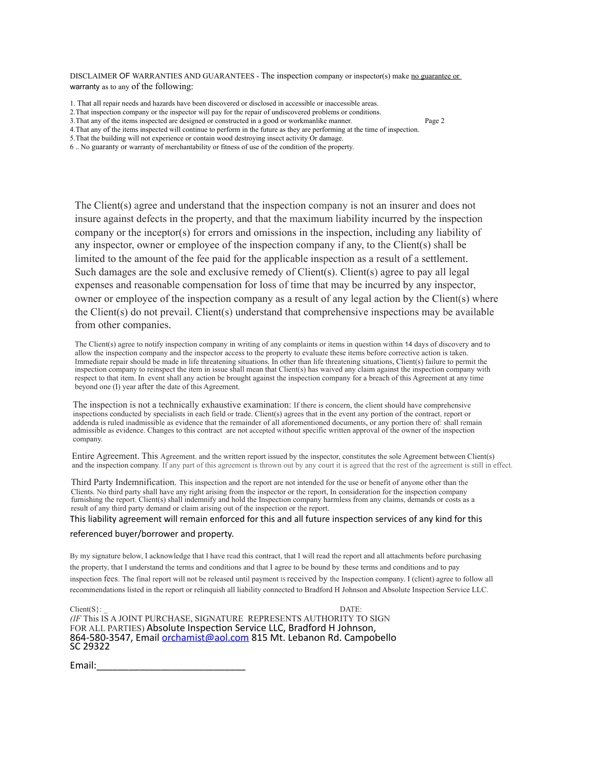DISCLAIMER OF WARRANTIES AND GUARANTEES - The inspection company or inspector(s) make no guarantee or warranty as to any of the following:

1. That all repair needs and hazards have been discovered or disclosed in accessible or inaccessible areas.
2. That inspection company or the inspector will pay for the repair of undiscovered problems or conditions.
3. That any of the items inspected are designed or constructed in a good or workmanlike manner.
4. That any of the items inspected will continue to perform in the future as they are performing at the time of inspection.
5. That the building will not experience or contain wood destroying insect activity Or damage.
6. .. No guaranty or warranty of merchantability or fitness of use of the condition of the property.

The Client(s) agree and understand that the inspection company is not an insurer and does not insure against defects in the property, and that the maximum liability incurred by the inspection company or the inceptor(s) for errors and omissions in the inspection, including any liability of any inspector, owner or employee of the inspection company if any, to the Client(s) shall be limited to the amount of the fee paid for the applicable inspection as a result of a settlement. Such damages are the sole and exclusive remedy of Client(s). Client(s) agree to pay all legal expenses and reasonable compensation for loss of time that may be incurred by any inspector, owner or employee of the inspection company as a result of any legal action by the Client(s) where the Client(s) do not prevail. Client(s) understand that comprehensive inspections may be available from other companies.

The Client(s) agree to notify inspection company in writing of any complaints or items in question within 14 days of discovery and to allow the inspection company and the inspector access to the property to evaluate these items before corrective action is taken. Immediate repair should be made in life threatening situations. In other than life threatening situations, Client(s) failure to permit the inspection company to reinspect the item in issue shall mean that Client(s) has waived any claim against the inspection company with respect to that item. In event shall any action be brought against the inspection company for a breach of this Agreement at any time beyond one (I) year after the date of this Agreement.

The inspection is not a technically exhaustive examination: If there is concern, the client should have comprehensive inspections conducted by specialists in each field or trade. Client(s) agrees that in the event any portion of the contract, report or addenda is ruled inadmissible as evidence that the remainder of all aforementioned documents, or any portion there of: shall remain admissible as evidence. Changes to this contract .are not accepted without specific written approval of the owner of the inspection company.

Entire Agreement. This Agreement, and the written report issued by the inspector, constitutes the sole Agreement between Client(s) and the inspection company. If any part of this agreement is thrown out by any court it is agreed that the rest of the agreement is still in effect.

Third Party Indemnification. This inspection and the report are not intended for the use or benefit of anyone other than the Clients. No third party shall have any right arising from the inspector or the report, In consideration for the inspection company furnishing the report, Client(s) shall indemnify and hold the Inspection company harmless from any claims, demands or costs as a result of any third party demand or claim arising out of the inspection or the report.

This liability agreement will remain enforced for this and all future inspection services of any kind for this referenced buyer/borrower and property.

By my signature below, I acknowledge that I have read this contract, that I will read the report and all attachments before purchasing the property, that I understand the terms and conditions and that I agree to be bound by these terms and conditions and to pay inspection fees. The final report will not be released until payment IS received by the Inspection company. I (client) agree to follow all recommendations listed in the report or relinquish all liability connected to Bradford H Johnson and Absolute Inspection Service LLC.

Client(S}: _ DATE:

*(IF* This IS A JOINT PURCHASE, SIGNATURE REPRESENTS AUTHORITY TO SIGN FOR ALL PARTIES) Absolute Inspection Service LLC, Bradford H Johnson, 864-580-3547, Email orchamist@aol.com 815 Mt. Lebanon Rd. Campobello SC 29322

Email:_____________________________